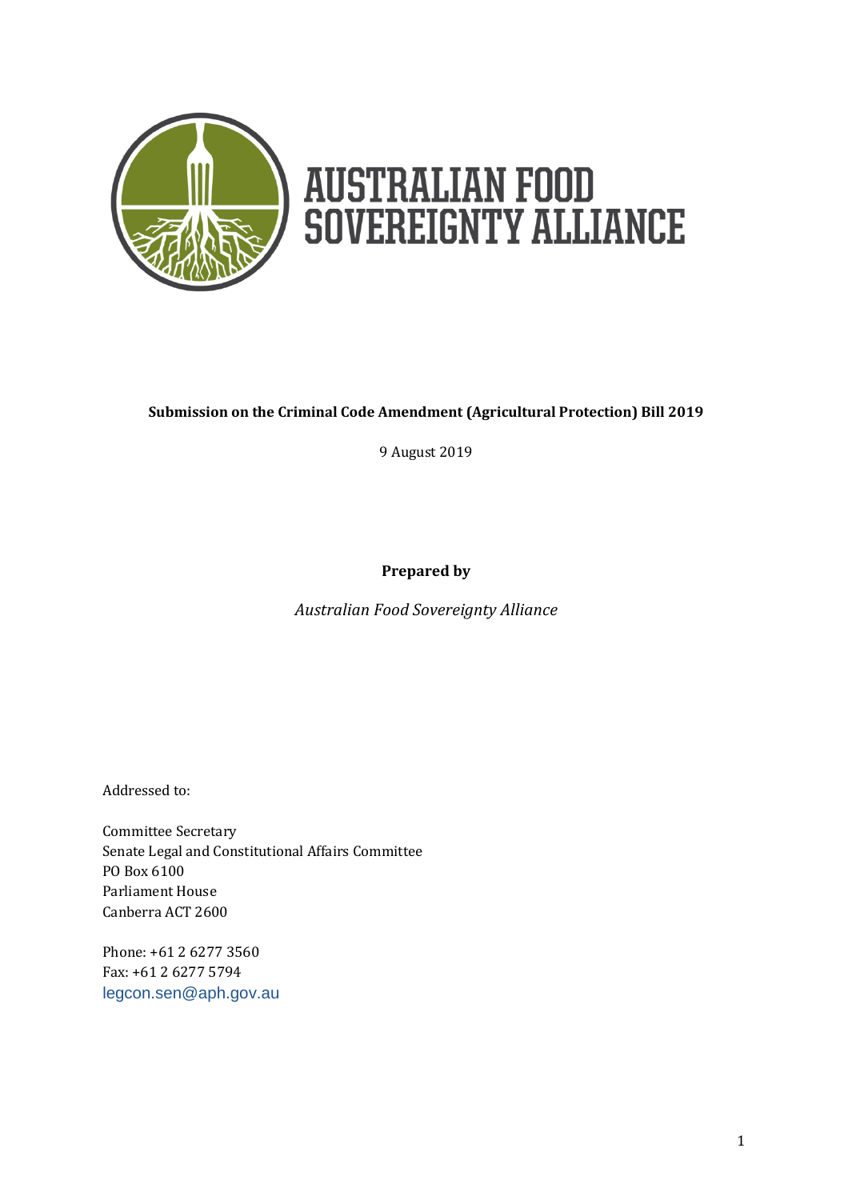# AUSTRALIAN FOOD SOVEREIGNTY ALLIANCE

**Submission on the Criminal Code Amendment (Agricultural Protection) Bill 2019**

9 August 2019

**Prepared by**

*Australian Food Sovereignty Alliance*

Addressed to:

Committee Secretary
Senate Legal and Constitutional Affairs Committee
PO Box 6100
Parliament House
Canberra ACT 2600

Phone: +61 2 6277 3560
Fax: +61 2 6277 5794
legcon.sen@aph.gov.au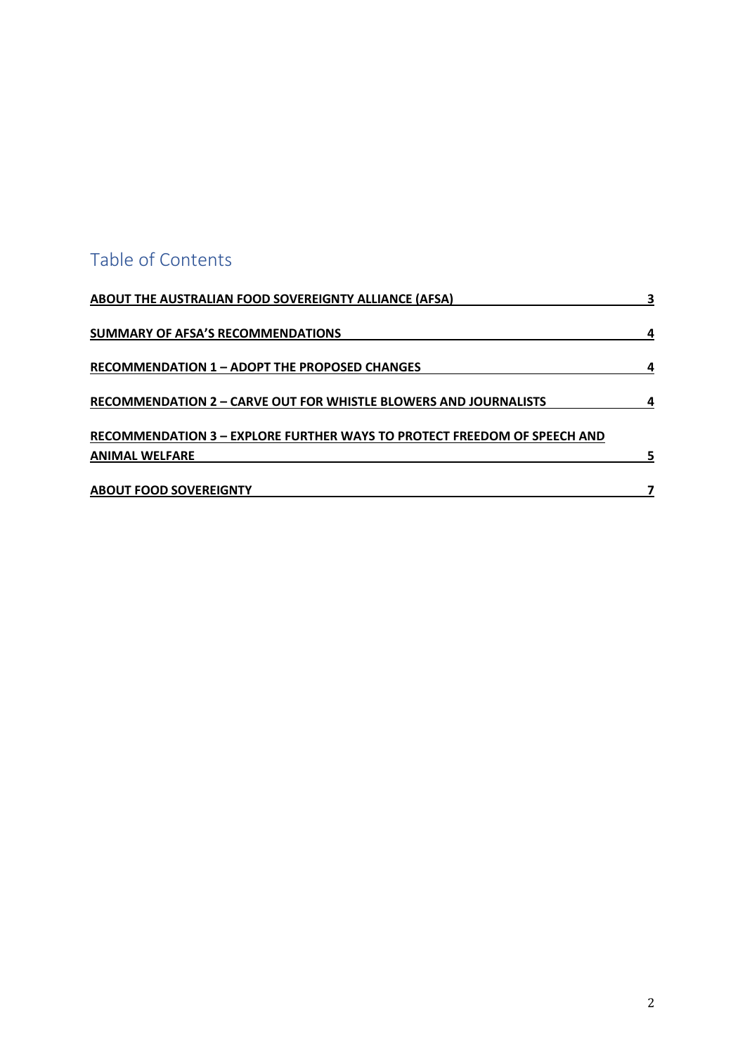# Table of Contents

| | |
|---|---|
| **ABOUT THE AUSTRALIAN FOOD SOVEREIGNTY ALLIANCE (AFSA)** | **3** |
| **SUMMARY OF AFSA'S RECOMMENDATIONS** | **4** |
| **RECOMMENDATION 1 – ADOPT THE PROPOSED CHANGES** | **4** |
| **RECOMMENDATION 2 – CARVE OUT FOR WHISTLE BLOWERS AND JOURNALISTS** | **4** |
| **RECOMMENDATION 3 – EXPLORE FURTHER WAYS TO PROTECT FREEDOM OF SPEECH AND ANIMAL WELFARE** | **5** |
| **ABOUT FOOD SOVEREIGNTY** | **7** |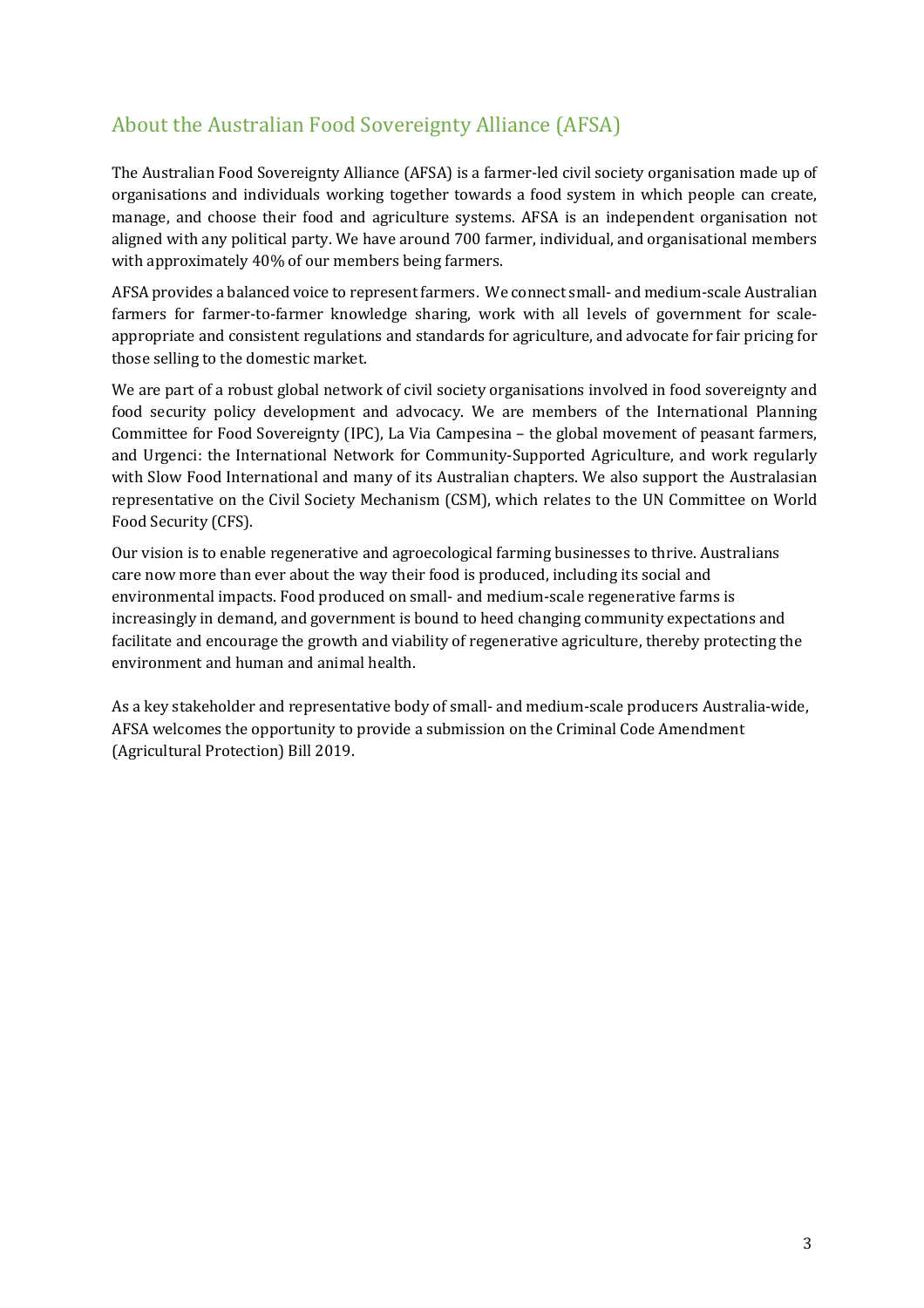## About the Australian Food Sovereignty Alliance (AFSA)

The Australian Food Sovereignty Alliance (AFSA) is a farmer-led civil society organisation made up of organisations and individuals working together towards a food system in which people can create, manage, and choose their food and agriculture systems. AFSA is an independent organisation not aligned with any political party. We have around 700 farmer, individual, and organisational members with approximately 40% of our members being farmers.

AFSA provides a balanced voice to represent farmers. We connect small- and medium-scale Australian farmers for farmer-to-farmer knowledge sharing, work with all levels of government for scale-appropriate and consistent regulations and standards for agriculture, and advocate for fair pricing for those selling to the domestic market.

We are part of a robust global network of civil society organisations involved in food sovereignty and food security policy development and advocacy. We are members of the International Planning Committee for Food Sovereignty (IPC), La Via Campesina – the global movement of peasant farmers, and Urgenci: the International Network for Community-Supported Agriculture, and work regularly with Slow Food International and many of its Australian chapters. We also support the Australasian representative on the Civil Society Mechanism (CSM), which relates to the UN Committee on World Food Security (CFS).

Our vision is to enable regenerative and agroecological farming businesses to thrive. Australians care now more than ever about the way their food is produced, including its social and environmental impacts. Food produced on small- and medium-scale regenerative farms is increasingly in demand, and government is bound to heed changing community expectations and facilitate and encourage the growth and viability of regenerative agriculture, thereby protecting the environment and human and animal health.

As a key stakeholder and representative body of small- and medium-scale producers Australia-wide, AFSA welcomes the opportunity to provide a submission on the Criminal Code Amendment (Agricultural Protection) Bill 2019.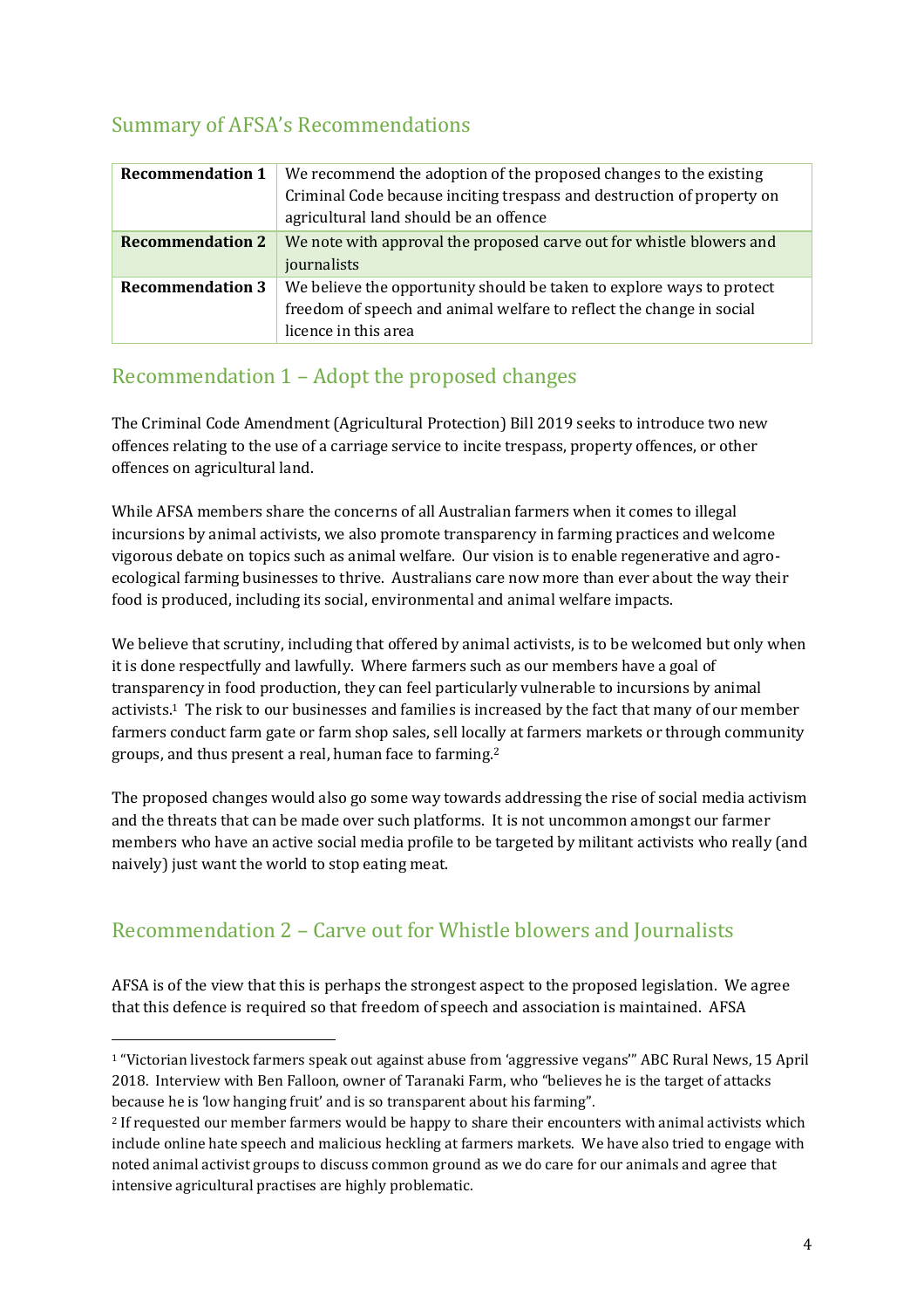## Summary of AFSA's Recommendations

| | |
|---|---|
| **Recommendation 1** | We recommend the adoption of the proposed changes to the existing Criminal Code because inciting trespass and destruction of property on agricultural land should be an offence |
| **Recommendation 2** | We note with approval the proposed carve out for whistle blowers and journalists |
| **Recommendation 3** | We believe the opportunity should be taken to explore ways to protect freedom of speech and animal welfare to reflect the change in social licence in this area |

## Recommendation 1 – Adopt the proposed changes

The Criminal Code Amendment (Agricultural Protection) Bill 2019 seeks to introduce two new offences relating to the use of a carriage service to incite trespass, property offences, or other offences on agricultural land.

While AFSA members share the concerns of all Australian farmers when it comes to illegal incursions by animal activists, we also promote transparency in farming practices and welcome vigorous debate on topics such as animal welfare. Our vision is to enable regenerative and agro-ecological farming businesses to thrive. Australians care now more than ever about the way their food is produced, including its social, environmental and animal welfare impacts.

We believe that scrutiny, including that offered by animal activists, is to be welcomed but only when it is done respectfully and lawfully. Where farmers such as our members have a goal of transparency in food production, they can feel particularly vulnerable to incursions by animal activists.[1] The risk to our businesses and families is increased by the fact that many of our member farmers conduct farm gate or farm shop sales, sell locally at farmers markets or through community groups, and thus present a real, human face to farming.[2]

The proposed changes would also go some way towards addressing the rise of social media activism and the threats that can be made over such platforms. It is not uncommon amongst our farmer members who have an active social media profile to be targeted by militant activists who really (and naively) just want the world to stop eating meat.

## Recommendation 2 – Carve out for Whistle blowers and Journalists

AFSA is of the view that this is perhaps the strongest aspect to the proposed legislation. We agree that this defence is required so that freedom of speech and association is maintained. AFSA

---

[1] "Victorian livestock farmers speak out against abuse from 'aggressive vegans'" ABC Rural News, 15 April 2018. Interview with Ben Falloon, owner of Taranaki Farm, who "believes he is the target of attacks because he is 'low hanging fruit' and is so transparent about his farming".

[2] If requested our member farmers would be happy to share their encounters with animal activists which include online hate speech and malicious heckling at farmers markets. We have also tried to engage with noted animal activist groups to discuss common ground as we do care for our animals and agree that intensive agricultural practises are highly problematic.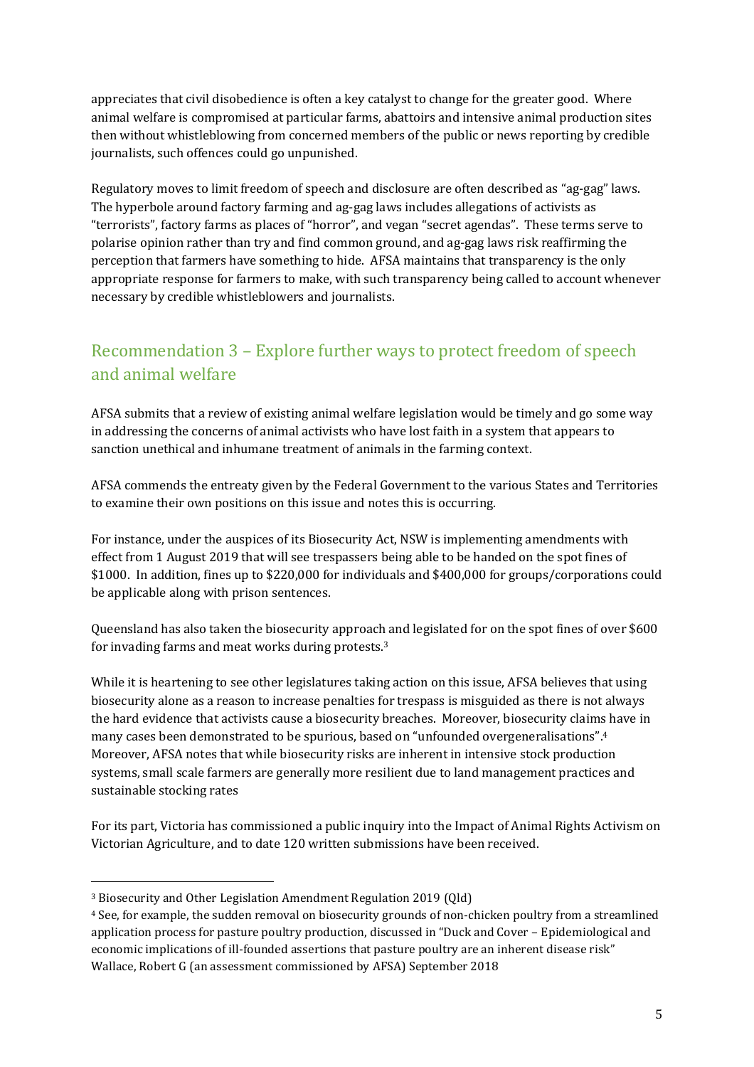appreciates that civil disobedience is often a key catalyst to change for the greater good. Where animal welfare is compromised at particular farms, abattoirs and intensive animal production sites then without whistleblowing from concerned members of the public or news reporting by credible journalists, such offences could go unpunished.

Regulatory moves to limit freedom of speech and disclosure are often described as "ag-gag" laws. The hyperbole around factory farming and ag-gag laws includes allegations of activists as "terrorists", factory farms as places of "horror", and vegan "secret agendas". These terms serve to polarise opinion rather than try and find common ground, and ag-gag laws risk reaffirming the perception that farmers have something to hide. AFSA maintains that transparency is the only appropriate response for farmers to make, with such transparency being called to account whenever necessary by credible whistleblowers and journalists.

## Recommendation 3 – Explore further ways to protect freedom of speech and animal welfare

AFSA submits that a review of existing animal welfare legislation would be timely and go some way in addressing the concerns of animal activists who have lost faith in a system that appears to sanction unethical and inhumane treatment of animals in the farming context.

AFSA commends the entreaty given by the Federal Government to the various States and Territories to examine their own positions on this issue and notes this is occurring.

For instance, under the auspices of its Biosecurity Act, NSW is implementing amendments with effect from 1 August 2019 that will see trespassers being able to be handed on the spot fines of $1000. In addition, fines up to $220,000 for individuals and $400,000 for groups/corporations could be applicable along with prison sentences.

Queensland has also taken the biosecurity approach and legislated for on the spot fines of over $600 for invading farms and meat works during protests.[3]

While it is heartening to see other legislatures taking action on this issue, AFSA believes that using biosecurity alone as a reason to increase penalties for trespass is misguided as there is not always the hard evidence that activists cause a biosecurity breaches. Moreover, biosecurity claims have in many cases been demonstrated to be spurious, based on "unfounded overgeneralisations".[4] Moreover, AFSA notes that while biosecurity risks are inherent in intensive stock production systems, small scale farmers are generally more resilient due to land management practices and sustainable stocking rates

For its part, Victoria has commissioned a public inquiry into the Impact of Animal Rights Activism on Victorian Agriculture, and to date 120 written submissions have been received.

---

[3] Biosecurity and Other Legislation Amendment Regulation 2019 (Qld)

[4] See, for example, the sudden removal on biosecurity grounds of non-chicken poultry from a streamlined application process for pasture poultry production, discussed in "Duck and Cover – Epidemiological and economic implications of ill-founded assertions that pasture poultry are an inherent disease risk" Wallace, Robert G (an assessment commissioned by AFSA) September 2018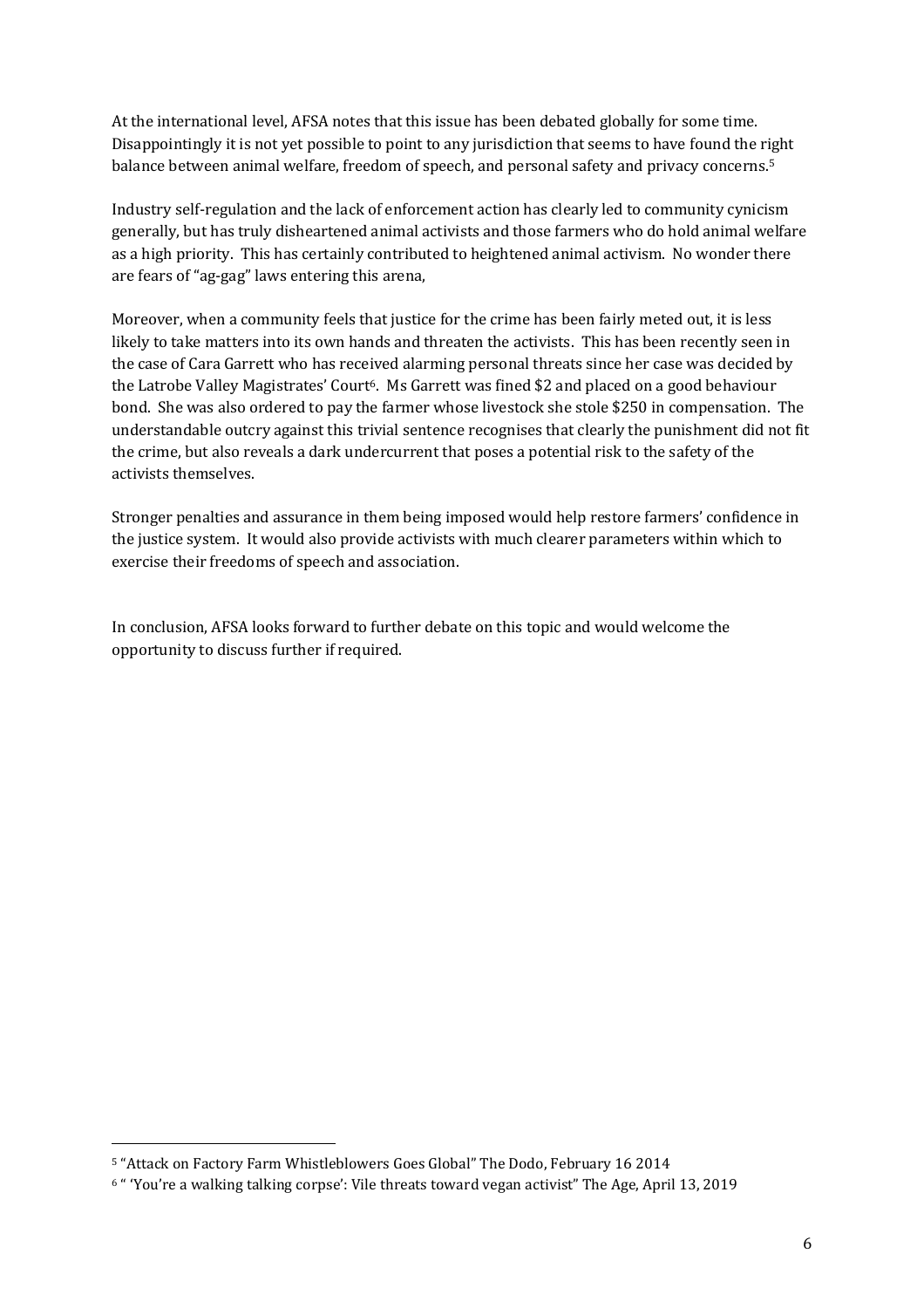At the international level, AFSA notes that this issue has been debated globally for some time. Disappointingly it is not yet possible to point to any jurisdiction that seems to have found the right balance between animal welfare, freedom of speech, and personal safety and privacy concerns.[5]

Industry self-regulation and the lack of enforcement action has clearly led to community cynicism generally, but has truly disheartened animal activists and those farmers who do hold animal welfare as a high priority. This has certainly contributed to heightened animal activism. No wonder there are fears of "ag-gag" laws entering this arena,

Moreover, when a community feels that justice for the crime has been fairly meted out, it is less likely to take matters into its own hands and threaten the activists. This has been recently seen in the case of Cara Garrett who has received alarming personal threats since her case was decided by the Latrobe Valley Magistrates' Court[6]. Ms Garrett was fined $2 and placed on a good behaviour bond. She was also ordered to pay the farmer whose livestock she stole $250 in compensation. The understandable outcry against this trivial sentence recognises that clearly the punishment did not fit the crime, but also reveals a dark undercurrent that poses a potential risk to the safety of the activists themselves.

Stronger penalties and assurance in them being imposed would help restore farmers' confidence in the justice system. It would also provide activists with much clearer parameters within which to exercise their freedoms of speech and association.

In conclusion, AFSA looks forward to further debate on this topic and would welcome the opportunity to discuss further if required.

---

[5] "Attack on Factory Farm Whistleblowers Goes Global" The Dodo, February 16 2014

[6] " 'You're a walking talking corpse': Vile threats toward vegan activist" The Age, April 13, 2019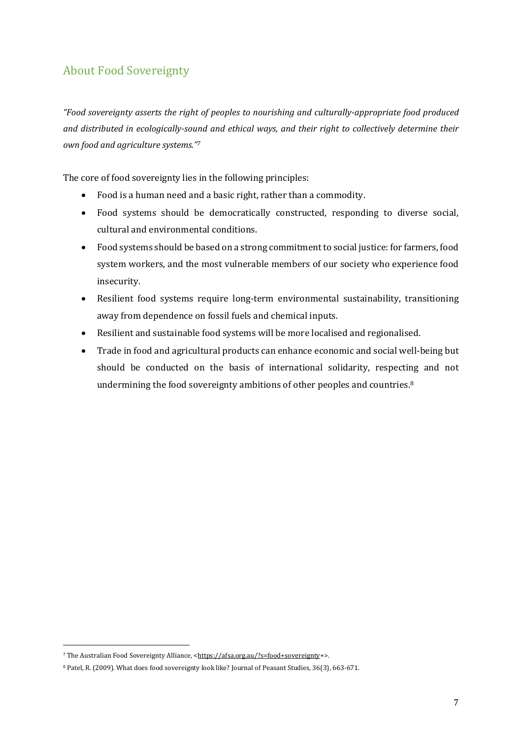## About Food Sovereignty

*"Food sovereignty asserts the right of peoples to nourishing and culturally-appropriate food produced and distributed in ecologically-sound and ethical ways, and their right to collectively determine their own food and agriculture systems."*[7]

The core of food sovereignty lies in the following principles:

- Food is a human need and a basic right, rather than a commodity.
- Food systems should be democratically constructed, responding to diverse social, cultural and environmental conditions.
- Food systems should be based on a strong commitment to social justice: for farmers, food system workers, and the most vulnerable members of our society who experience food insecurity.
- Resilient food systems require long-term environmental sustainability, transitioning away from dependence on fossil fuels and chemical inputs.
- Resilient and sustainable food systems will be more localised and regionalised.
- Trade in food and agricultural products can enhance economic and social well-being but should be conducted on the basis of international solidarity, respecting and not undermining the food sovereignty ambitions of other peoples and countries.[8]

---

[7] The Australian Food Sovereignty Alliance, <https://afsa.org.au/?s=food+sovereignty+>.

[8] Patel, R. (2009). What does food sovereignty look like? Journal of Peasant Studies, 36(3), 663-671.